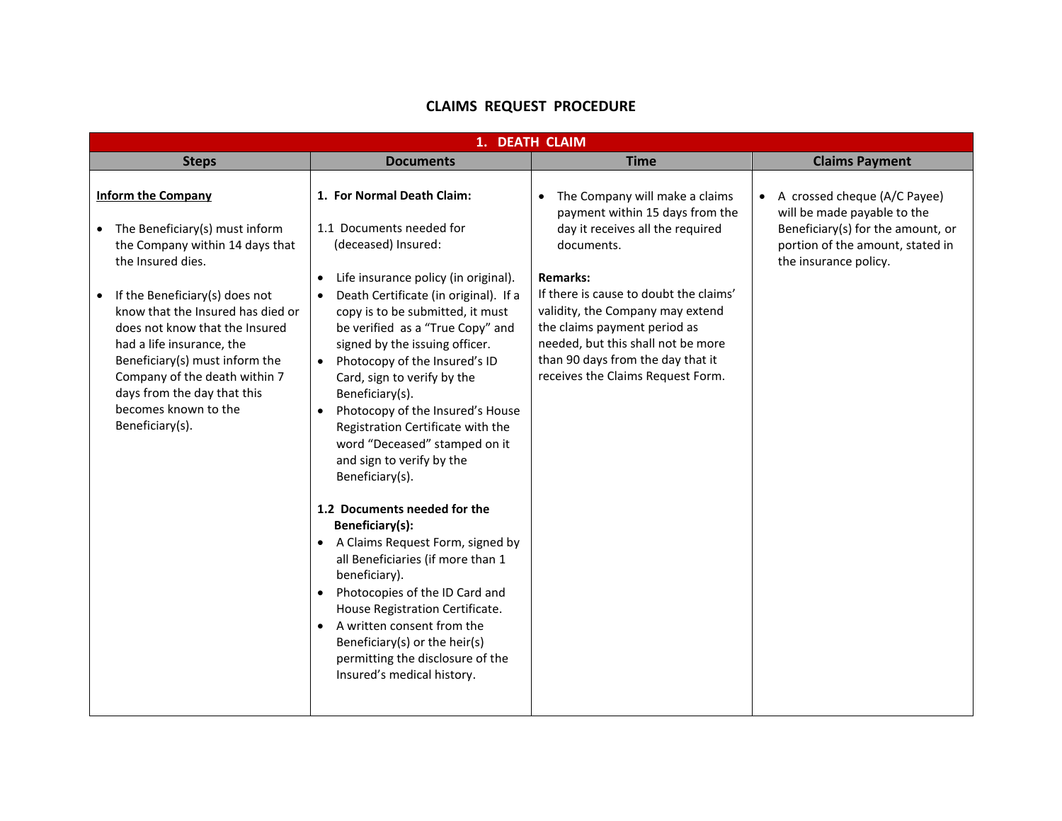# CLAIMS REQUEST PROCEDURE

| 1. DEATH CLAIM | | | |
|---|---|---|---|
| **Steps** | **Documents** | **Time** | **Claims Payment** |
| **Inform the Company**<br><br>• The Beneficiary(s) must inform the Company within 14 days that the Insured dies.<br><br>• If the Beneficiary(s) does not know that the Insured has died or does not know that the Insured had a life insurance, the Beneficiary(s) must inform the Company of the death within 7 days from the day that this becomes known to the Beneficiary(s). | **1. For Normal Death Claim:**<br><br>1.1 Documents needed for (deceased) Insured:<br><br>• Life insurance policy (in original).<br>• Death Certificate (in original). If a copy is to be submitted, it must be verified as a "True Copy" and signed by the issuing officer.<br>• Photocopy of the Insured's ID Card, sign to verify by the Beneficiary(s).<br>• Photocopy of the Insured's House Registration Certificate with the word "Deceased" stamped on it and sign to verify by the Beneficiary(s).<br><br>**1.2 Documents needed for the Beneficiary(s):**<br>• A Claims Request Form, signed by all Beneficiaries (if more than 1 beneficiary).<br>• Photocopies of the ID Card and House Registration Certificate.<br>• A written consent from the Beneficiary(s) or the heir(s) permitting the disclosure of the Insured's medical history. | • The Company will make a claims payment within 15 days from the day it receives all the required documents.<br><br>**Remarks:**<br>If there is cause to doubt the claims' validity, the Company may extend the claims payment period as needed, but this shall not be more than 90 days from the day that it receives the Claims Request Form. | • A crossed cheque (A/C Payee) will be made payable to the Beneficiary(s) for the amount, or portion of the amount, stated in the insurance policy. |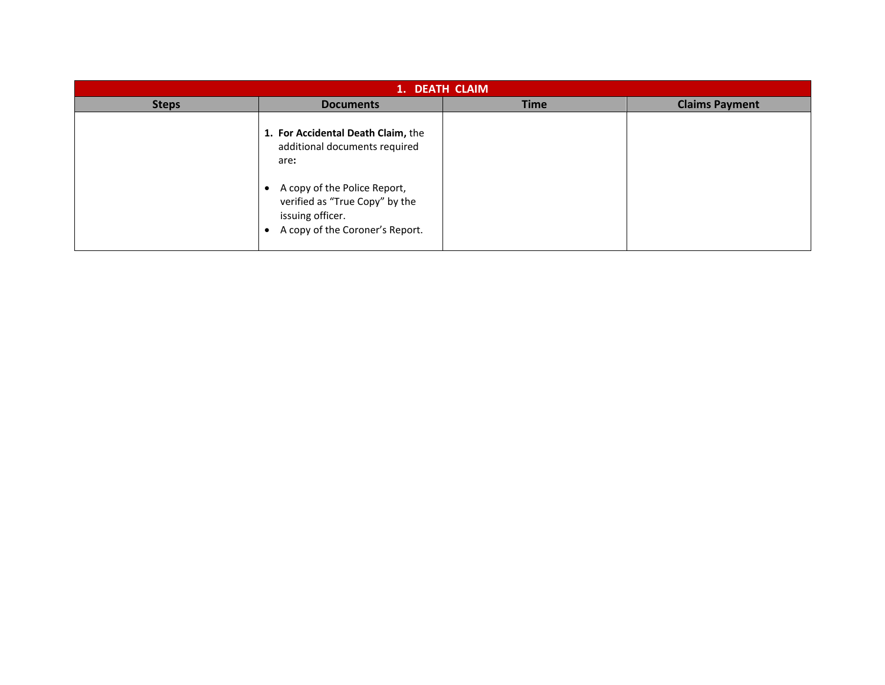| 1. DEATH CLAIM | | | |
|---|---|---|---|
| **Steps** | **Documents** | **Time** | **Claims Payment** |
| | 1. **For Accidental Death Claim,** the additional documents required are**:**<br><br>• A copy of the Police Report, verified as "True Copy" by the issuing officer.<br>• A copy of the Coroner's Report. | | |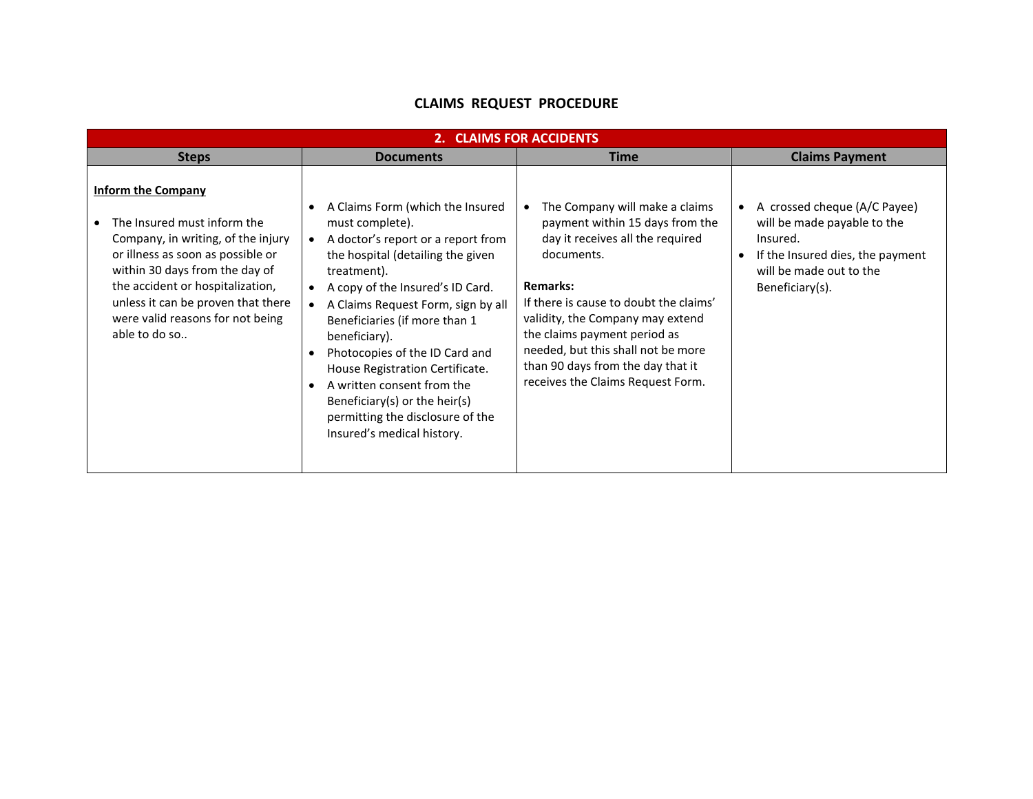# CLAIMS REQUEST PROCEDURE

| 2. CLAIMS FOR ACCIDENTS | | | |
|---|---|---|---|
| **Steps** | **Documents** | **Time** | **Claims Payment** |
| **Inform the Company**<br><br>• The Insured must inform the Company, in writing, of the injury or illness as soon as possible or within 30 days from the day of the accident or hospitalization, unless it can be proven that there were valid reasons for not being able to do so.. | • A Claims Form (which the Insured must complete).<br>• A doctor's report or a report from the hospital (detailing the given treatment).<br>• A copy of the Insured's ID Card.<br>• A Claims Request Form, sign by all Beneficiaries (if more than 1 beneficiary).<br>• Photocopies of the ID Card and House Registration Certificate.<br>• A written consent from the Beneficiary(s) or the heir(s) permitting the disclosure of the Insured's medical history. | • The Company will make a claims payment within 15 days from the day it receives all the required documents.<br><br>**Remarks:**<br>If there is cause to doubt the claims' validity, the Company may extend the claims payment period as needed, but this shall not be more than 90 days from the day that it receives the Claims Request Form. | • A crossed cheque (A/C Payee) will be made payable to the Insured.<br>• If the Insured dies, the payment will be made out to the Beneficiary(s). |